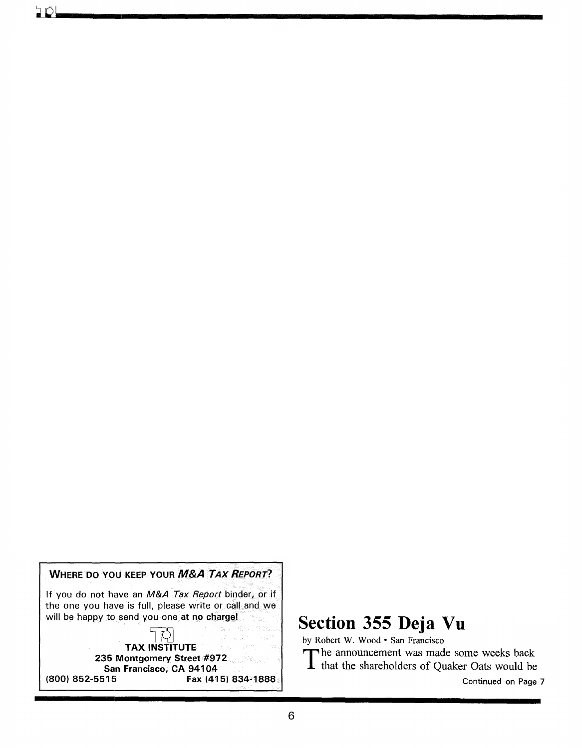**WHERE DO YOU KEEP YOUR *M&A TAX REPORT*?**

If you do not have an *M&A Tax Report* binder, or if the one you have is full, please write or call and we will be happy to send you one **at no charge!**

**TAX INSTITUTE**
**235 Montgomery Street #972**
**San Francisco, CA 94104**
**(800) 852-5515** **Fax (415) 834-1888**

# Section 355 Deja Vu

by Robert W. Wood • San Francisco

The announcement was made some weeks back that the shareholders of Quaker Oats would be

Continued on Page 7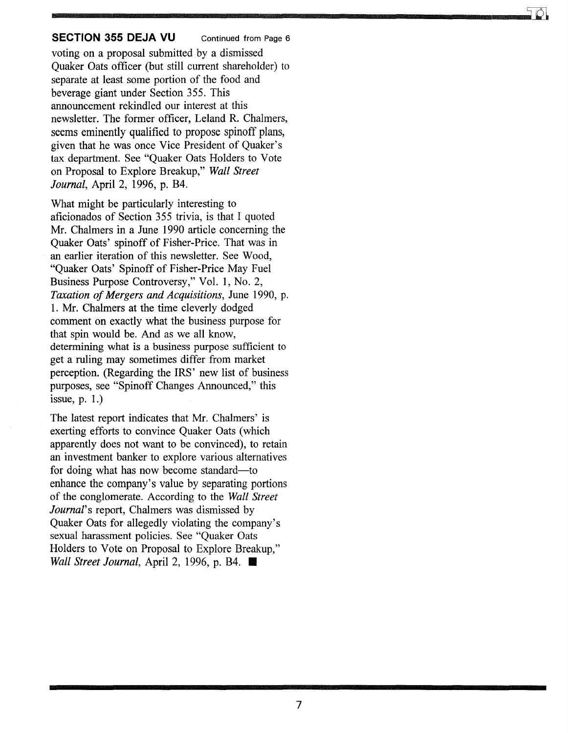**SECTION 355 DEJA VU** Continued from Page 6

voting on a proposal submitted by a dismissed Quaker Oats officer (but still current shareholder) to separate at least some portion of the food and beverage giant under Section 355. This announcement rekindled our interest at this newsletter. The former officer, Leland R. Chalmers, seems eminently qualified to propose spinoff plans, given that he was once Vice President of Quaker's tax department. See "Quaker Oats Holders to Vote on Proposal to Explore Breakup," *Wall Street Journal*, April 2, 1996, p. B4.

What might be particularly interesting to aficionados of Section 355 trivia, is that I quoted Mr. Chalmers in a June 1990 article concerning the Quaker Oats' spinoff of Fisher-Price. That was in an earlier iteration of this newsletter. See Wood, "Quaker Oats' Spinoff of Fisher-Price May Fuel Business Purpose Controversy," Vol. 1, No. 2, *Taxation of Mergers and Acquisitions*, June 1990, p. 1. Mr. Chalmers at the time cleverly dodged comment on exactly what the business purpose for that spin would be. And as we all know, determining what is a business purpose sufficient to get a ruling may sometimes differ from market perception. (Regarding the IRS' new list of business purposes, see "Spinoff Changes Announced," this issue, p. 1.)

The latest report indicates that Mr. Chalmers' is exerting efforts to convince Quaker Oats (which apparently does not want to be convinced), to retain an investment banker to explore various alternatives for doing what has now become standard—to enhance the company's value by separating portions of the conglomerate. According to the *Wall Street Journal*'s report, Chalmers was dismissed by Quaker Oats for allegedly violating the company's sexual harassment policies. See "Quaker Oats Holders to Vote on Proposal to Explore Breakup," *Wall Street Journal*, April 2, 1996, p. B4. ■